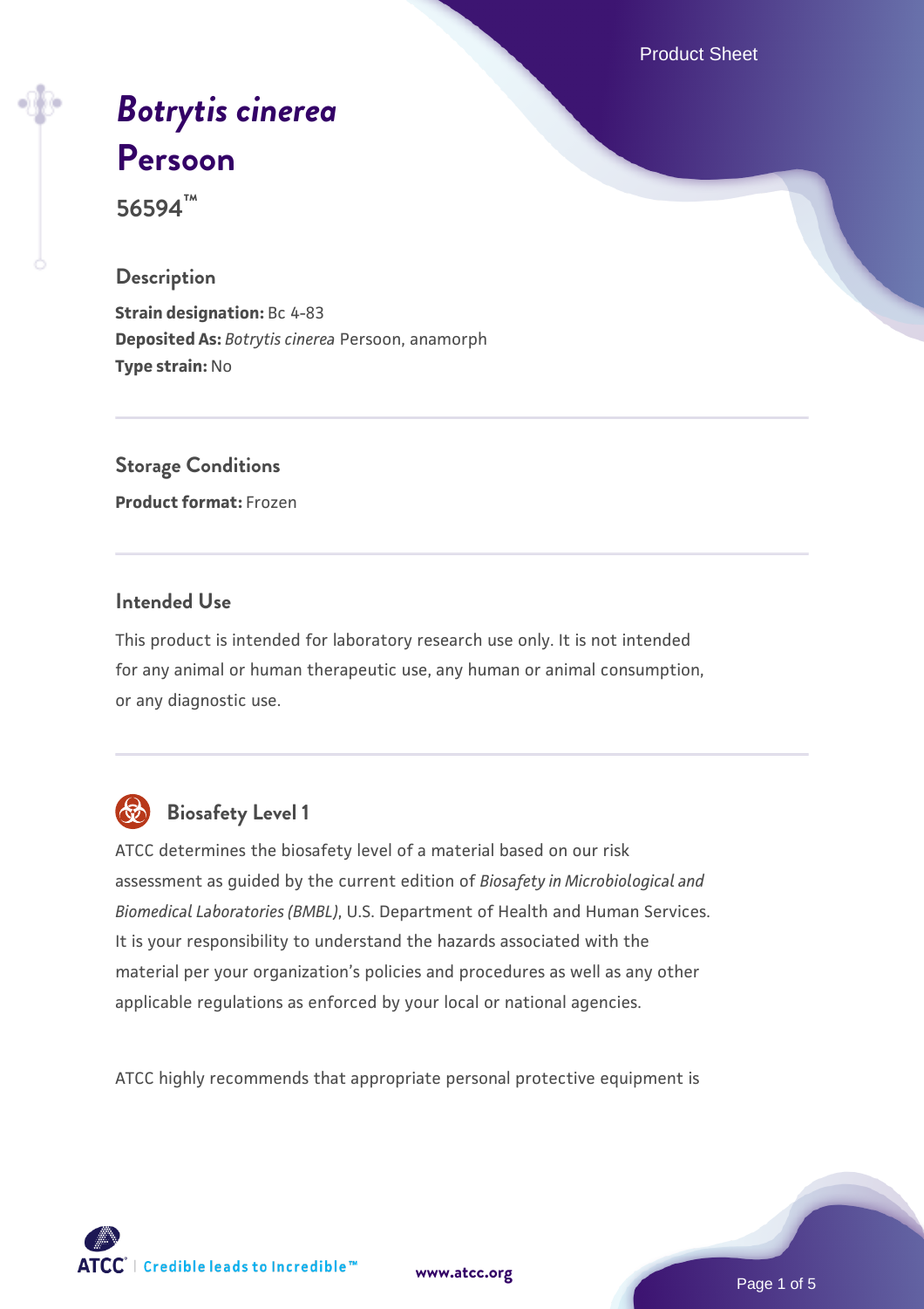# *Botrytis cinerea* Persoon

**56594™**

## Description

**Strain designation:** Bc 4-83
**Deposited As:** *Botrytis cinerea* Persoon, anamorph
**Type strain:** No

## Storage Conditions

**Product format:** Frozen

## Intended Use

This product is intended for laboratory research use only. It is not intended for any animal or human therapeutic use, any human or animal consumption, or any diagnostic use.

## Biosafety Level 1

ATCC determines the biosafety level of a material based on our risk assessment as guided by the current edition of *Biosafety in Microbiological and Biomedical Laboratories (BMBL)*, U.S. Department of Health and Human Services. It is your responsibility to understand the hazards associated with the material per your organization's policies and procedures as well as any other applicable regulations as enforced by your local or national agencies.

ATCC highly recommends that appropriate personal protective equipment is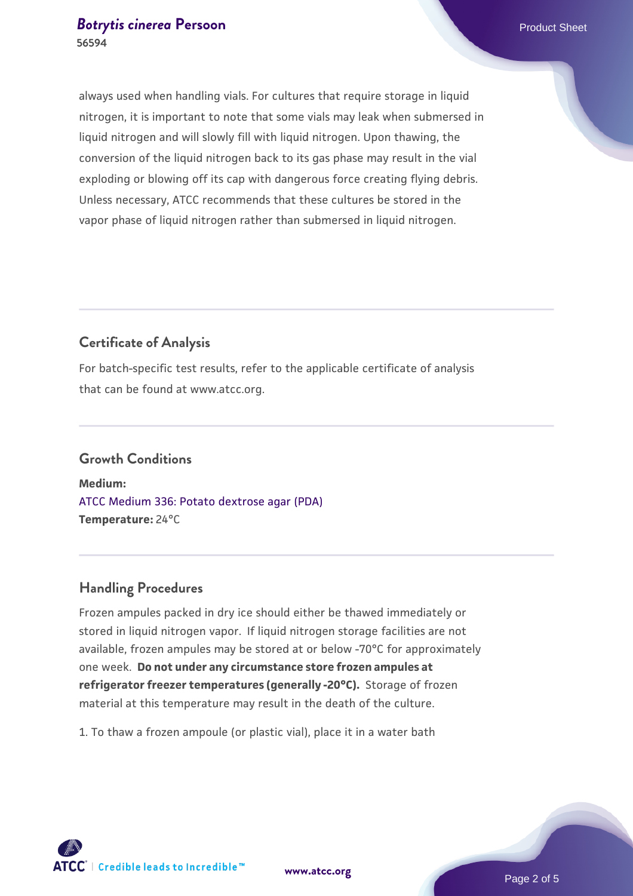always used when handling vials. For cultures that require storage in liquid nitrogen, it is important to note that some vials may leak when submersed in liquid nitrogen and will slowly fill with liquid nitrogen. Upon thawing, the conversion of the liquid nitrogen back to its gas phase may result in the vial exploding or blowing off its cap with dangerous force creating flying debris. Unless necessary, ATCC recommends that these cultures be stored in the vapor phase of liquid nitrogen rather than submersed in liquid nitrogen.

## Certificate of Analysis

For batch-specific test results, refer to the applicable certificate of analysis that can be found at www.atcc.org.

## Growth Conditions

**Medium:**
ATCC Medium 336: Potato dextrose agar (PDA)
**Temperature:** 24°C

## Handling Procedures

Frozen ampules packed in dry ice should either be thawed immediately or stored in liquid nitrogen vapor. If liquid nitrogen storage facilities are not available, frozen ampules may be stored at or below -70°C for approximately one week. **Do not under any circumstance store frozen ampules at refrigerator freezer temperatures (generally -20°C).** Storage of frozen material at this temperature may result in the death of the culture.

1. To thaw a frozen ampoule (or plastic vial), place it in a water bath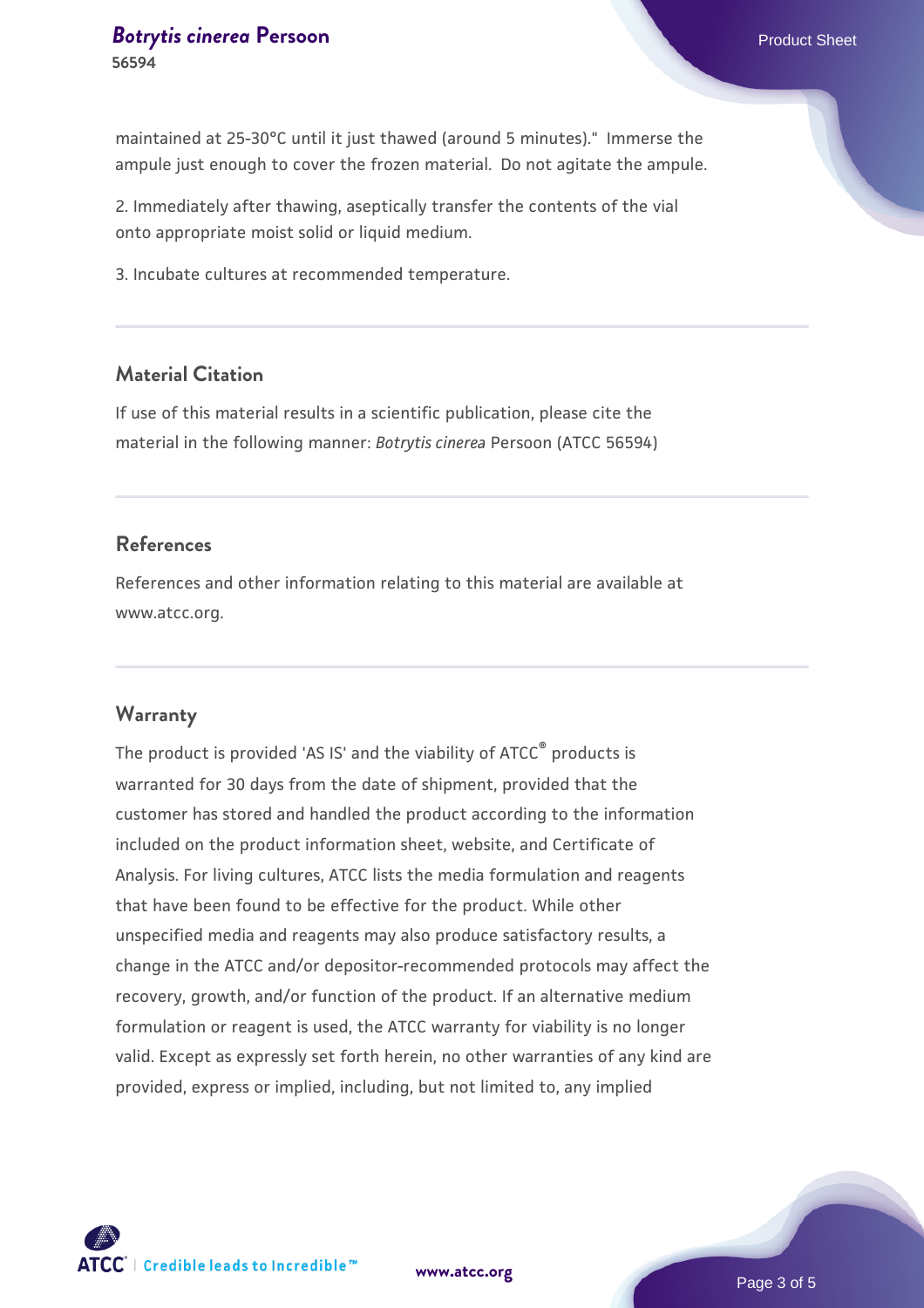maintained at 25-30°C until it just thawed (around 5 minutes)."  Immerse the ampule just enough to cover the frozen material.  Do not agitate the ampule.

2. Immediately after thawing, aseptically transfer the contents of the vial onto appropriate moist solid or liquid medium.

3. Incubate cultures at recommended temperature.

## Material Citation

If use of this material results in a scientific publication, please cite the material in the following manner: *Botrytis cinerea* Persoon (ATCC 56594)

## References

References and other information relating to this material are available at www.atcc.org.

## Warranty

The product is provided 'AS IS' and the viability of ATCC® products is warranted for 30 days from the date of shipment, provided that the customer has stored and handled the product according to the information included on the product information sheet, website, and Certificate of Analysis. For living cultures, ATCC lists the media formulation and reagents that have been found to be effective for the product. While other unspecified media and reagents may also produce satisfactory results, a change in the ATCC and/or depositor-recommended protocols may affect the recovery, growth, and/or function of the product. If an alternative medium formulation or reagent is used, the ATCC warranty for viability is no longer valid. Except as expressly set forth herein, no other warranties of any kind are provided, express or implied, including, but not limited to, any implied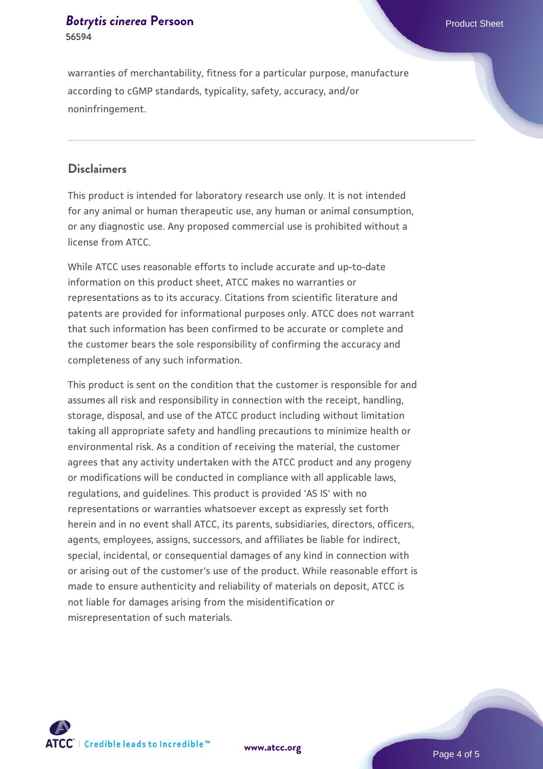warranties of merchantability, fitness for a particular purpose, manufacture according to cGMP standards, typicality, safety, accuracy, and/or noninfringement.

## Disclaimers

This product is intended for laboratory research use only. It is not intended for any animal or human therapeutic use, any human or animal consumption, or any diagnostic use. Any proposed commercial use is prohibited without a license from ATCC.

While ATCC uses reasonable efforts to include accurate and up-to-date information on this product sheet, ATCC makes no warranties or representations as to its accuracy. Citations from scientific literature and patents are provided for informational purposes only. ATCC does not warrant that such information has been confirmed to be accurate or complete and the customer bears the sole responsibility of confirming the accuracy and completeness of any such information.

This product is sent on the condition that the customer is responsible for and assumes all risk and responsibility in connection with the receipt, handling, storage, disposal, and use of the ATCC product including without limitation taking all appropriate safety and handling precautions to minimize health or environmental risk. As a condition of receiving the material, the customer agrees that any activity undertaken with the ATCC product and any progeny or modifications will be conducted in compliance with all applicable laws, regulations, and guidelines. This product is provided 'AS IS' with no representations or warranties whatsoever except as expressly set forth herein and in no event shall ATCC, its parents, subsidiaries, directors, officers, agents, employees, assigns, successors, and affiliates be liable for indirect, special, incidental, or consequential damages of any kind in connection with or arising out of the customer's use of the product. While reasonable effort is made to ensure authenticity and reliability of materials on deposit, ATCC is not liable for damages arising from the misidentification or misrepresentation of such materials.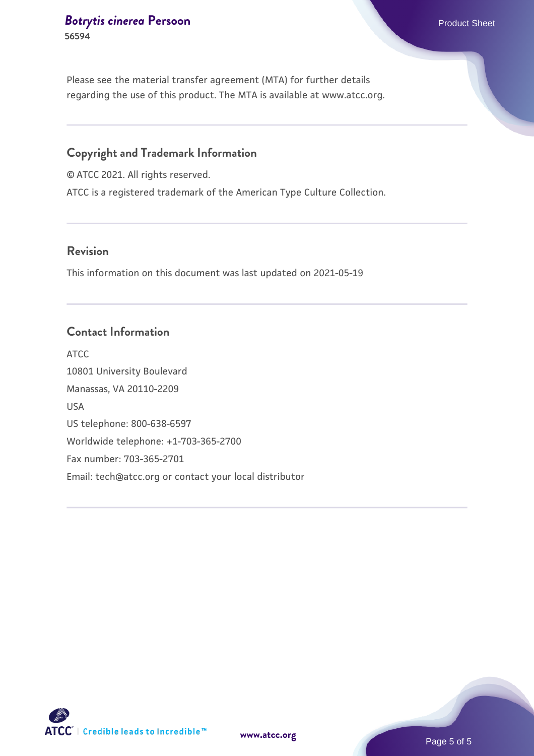Please see the material transfer agreement (MTA) for further details regarding the use of this product. The MTA is available at www.atcc.org.

## Copyright and Trademark Information

© ATCC 2021. All rights reserved.

ATCC is a registered trademark of the American Type Culture Collection.

## Revision

This information on this document was last updated on 2021-05-19

## Contact Information

ATCC
10801 University Boulevard
Manassas, VA 20110-2209
USA
US telephone: 800-638-6597
Worldwide telephone: +1-703-365-2700
Fax number: 703-365-2701
Email: tech@atcc.org or contact your local distributor